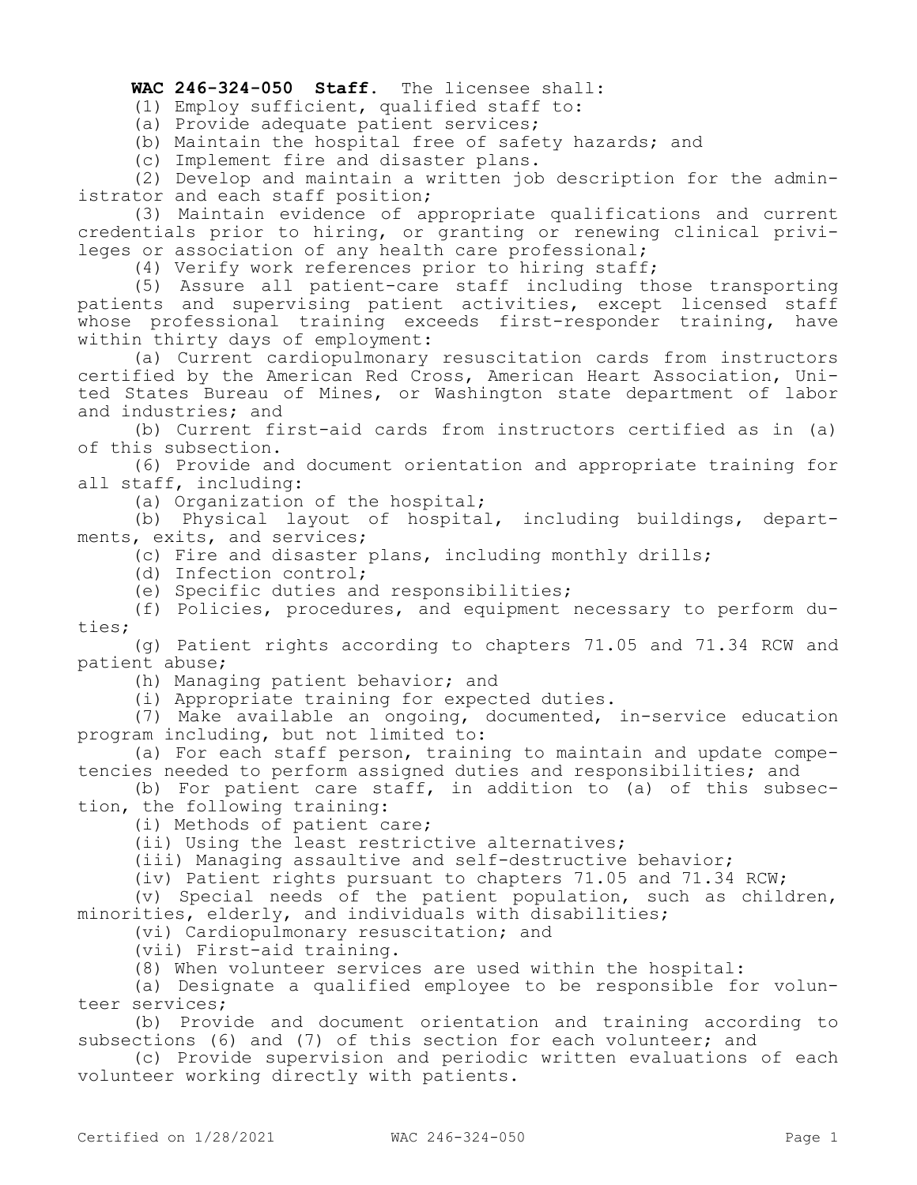**WAC 246-324-050 Staff.** The licensee shall:

(1) Employ sufficient, qualified staff to:

(a) Provide adequate patient services;

(b) Maintain the hospital free of safety hazards; and

(c) Implement fire and disaster plans.

(2) Develop and maintain a written job description for the administrator and each staff position;

(3) Maintain evidence of appropriate qualifications and current credentials prior to hiring, or granting or renewing clinical privileges or association of any health care professional;

(4) Verify work references prior to hiring staff;

(5) Assure all patient-care staff including those transporting patients and supervising patient activities, except licensed staff whose professional training exceeds first-responder training, have within thirty days of employment:

(a) Current cardiopulmonary resuscitation cards from instructors certified by the American Red Cross, American Heart Association, United States Bureau of Mines, or Washington state department of labor and industries; and

(b) Current first-aid cards from instructors certified as in (a) of this subsection.

(6) Provide and document orientation and appropriate training for all staff, including:

(a) Organization of the hospital;

(b) Physical layout of hospital, including buildings, departments, exits, and services;

(c) Fire and disaster plans, including monthly drills;

(d) Infection control;

(e) Specific duties and responsibilities;

(f) Policies, procedures, and equipment necessary to perform duties;

(g) Patient rights according to chapters 71.05 and 71.34 RCW and patient abuse;

(h) Managing patient behavior; and

(i) Appropriate training for expected duties.

(7) Make available an ongoing, documented, in-service education program including, but not limited to:

(a) For each staff person, training to maintain and update competencies needed to perform assigned duties and responsibilities; and

(b) For patient care staff, in addition to (a) of this subsection, the following training:

(i) Methods of patient care;

(ii) Using the least restrictive alternatives;

(iii) Managing assaultive and self-destructive behavior;

(iv) Patient rights pursuant to chapters 71.05 and 71.34 RCW;

(v) Special needs of the patient population, such as children, minorities, elderly, and individuals with disabilities;

(vi) Cardiopulmonary resuscitation; and

(vii) First-aid training.

(8) When volunteer services are used within the hospital:

(a) Designate a qualified employee to be responsible for volunteer services;

(b) Provide and document orientation and training according to subsections (6) and (7) of this section for each volunteer; and

(c) Provide supervision and periodic written evaluations of each volunteer working directly with patients.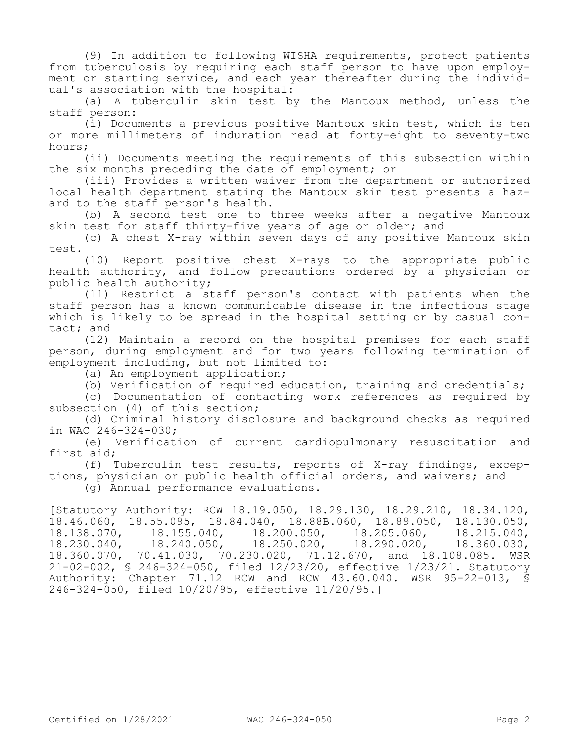(9) In addition to following WISHA requirements, protect patients from tuberculosis by requiring each staff person to have upon employment or starting service, and each year thereafter during the individual's association with the hospital:

(a) A tuberculin skin test by the Mantoux method, unless the staff person:

(i) Documents a previous positive Mantoux skin test, which is ten or more millimeters of induration read at forty-eight to seventy-two hours;

(ii) Documents meeting the requirements of this subsection within the six months preceding the date of employment; or

(iii) Provides a written waiver from the department or authorized local health department stating the Mantoux skin test presents a hazard to the staff person's health.

(b) A second test one to three weeks after a negative Mantoux skin test for staff thirty-five years of age or older; and

(c) A chest X-ray within seven days of any positive Mantoux skin test.

(10) Report positive chest X-rays to the appropriate public health authority, and follow precautions ordered by a physician or public health authority;

(11) Restrict a staff person's contact with patients when the staff person has a known communicable disease in the infectious stage which is likely to be spread in the hospital setting or by casual contact; and

(12) Maintain a record on the hospital premises for each staff person, during employment and for two years following termination of employment including, but not limited to:

(a) An employment application;

(b) Verification of required education, training and credentials;

(c) Documentation of contacting work references as required by subsection (4) of this section;

(d) Criminal history disclosure and background checks as required in WAC 246-324-030;

(e) Verification of current cardiopulmonary resuscitation and first aid;

(f) Tuberculin test results, reports of X-ray findings, exceptions, physician or public health official orders, and waivers; and

(g) Annual performance evaluations.

[Statutory Authority: RCW 18.19.050, 18.29.130, 18.29.210, 18.34.120, 18.46.060, 18.55.095, 18.84.040, 18.88B.060, 18.89.050, 18.130.050, 18.138.070, 18.155.040, 18.200.050, 18.205.060, 18.215.040, 18.230.040, 18.240.050, 18.250.020, 18.290.020, 18.360.030, 18.360.070, 70.41.030, 70.230.020, 71.12.670, and 18.108.085. WSR 21-02-002, § 246-324-050, filed 12/23/20, effective 1/23/21. Statutory Authority: Chapter 71.12 RCW and RCW 43.60.040. WSR 95-22-013, § 246-324-050, filed 10/20/95, effective 11/20/95.]